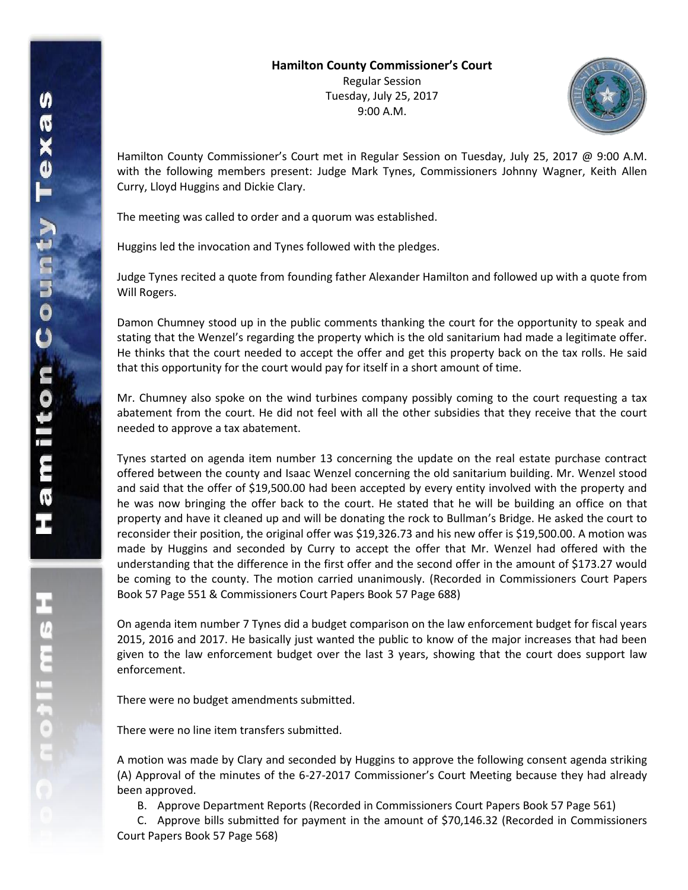**Hamilton County Commissioner's Court**
Regular Session
Tuesday, July 25, 2017
9:00 A.M.

Hamilton County Commissioner's Court met in Regular Session on Tuesday, July 25, 2017 @ 9:00 A.M. with the following members present: Judge Mark Tynes, Commissioners Johnny Wagner, Keith Allen Curry, Lloyd Huggins and Dickie Clary.

The meeting was called to order and a quorum was established.

Huggins led the invocation and Tynes followed with the pledges.

Judge Tynes recited a quote from founding father Alexander Hamilton and followed up with a quote from Will Rogers.

Damon Chumney stood up in the public comments thanking the court for the opportunity to speak and stating that the Wenzel's regarding the property which is the old sanitarium had made a legitimate offer. He thinks that the court needed to accept the offer and get this property back on the tax rolls. He said that this opportunity for the court would pay for itself in a short amount of time.

Mr. Chumney also spoke on the wind turbines company possibly coming to the court requesting a tax abatement from the court. He did not feel with all the other subsidies that they receive that the court needed to approve a tax abatement.

Tynes started on agenda item number 13 concerning the update on the real estate purchase contract offered between the county and Isaac Wenzel concerning the old sanitarium building. Mr. Wenzel stood and said that the offer of $19,500.00 had been accepted by every entity involved with the property and he was now bringing the offer back to the court. He stated that he will be building an office on that property and have it cleaned up and will be donating the rock to Bullman's Bridge. He asked the court to reconsider their position, the original offer was $19,326.73 and his new offer is $19,500.00. A motion was made by Huggins and seconded by Curry to accept the offer that Mr. Wenzel had offered with the understanding that the difference in the first offer and the second offer in the amount of $173.27 would be coming to the county. The motion carried unanimously. (Recorded in Commissioners Court Papers Book 57 Page 551 & Commissioners Court Papers Book 57 Page 688)

On agenda item number 7 Tynes did a budget comparison on the law enforcement budget for fiscal years 2015, 2016 and 2017. He basically just wanted the public to know of the major increases that had been given to the law enforcement budget over the last 3 years, showing that the court does support law enforcement.

There were no budget amendments submitted.

There were no line item transfers submitted.

A motion was made by Clary and seconded by Huggins to approve the following consent agenda striking (A) Approval of the minutes of the 6-27-2017 Commissioner's Court Meeting because they had already been approved.

B. Approve Department Reports (Recorded in Commissioners Court Papers Book 57 Page 561)

C. Approve bills submitted for payment in the amount of $70,146.32 (Recorded in Commissioners Court Papers Book 57 Page 568)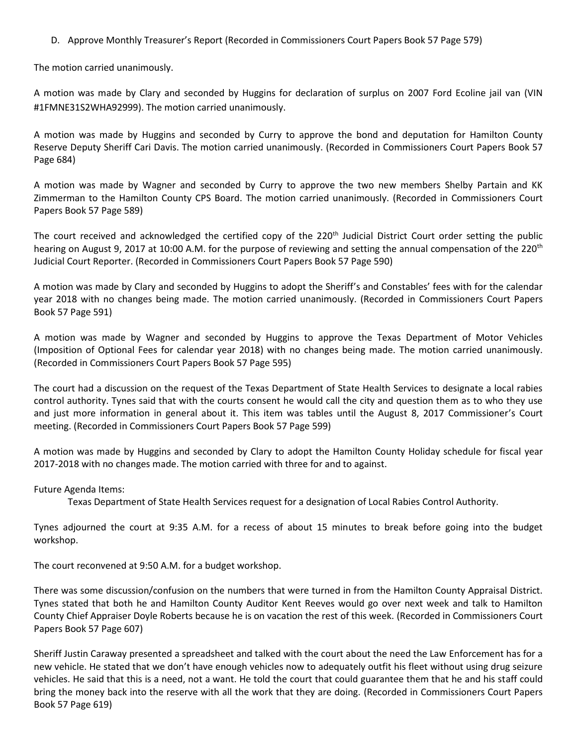D. Approve Monthly Treasurer's Report (Recorded in Commissioners Court Papers Book 57 Page 579)

The motion carried unanimously.

A motion was made by Clary and seconded by Huggins for declaration of surplus on 2007 Ford Ecoline jail van (VIN #1FMNE31S2WHA92999). The motion carried unanimously.

A motion was made by Huggins and seconded by Curry to approve the bond and deputation for Hamilton County Reserve Deputy Sheriff Cari Davis. The motion carried unanimously. (Recorded in Commissioners Court Papers Book 57 Page 684)

A motion was made by Wagner and seconded by Curry to approve the two new members Shelby Partain and KK Zimmerman to the Hamilton County CPS Board. The motion carried unanimously. (Recorded in Commissioners Court Papers Book 57 Page 589)

The court received and acknowledged the certified copy of the 220th Judicial District Court order setting the public hearing on August 9, 2017 at 10:00 A.M. for the purpose of reviewing and setting the annual compensation of the 220th Judicial Court Reporter. (Recorded in Commissioners Court Papers Book 57 Page 590)

A motion was made by Clary and seconded by Huggins to adopt the Sheriff's and Constables' fees with for the calendar year 2018 with no changes being made. The motion carried unanimously. (Recorded in Commissioners Court Papers Book 57 Page 591)

A motion was made by Wagner and seconded by Huggins to approve the Texas Department of Motor Vehicles (Imposition of Optional Fees for calendar year 2018) with no changes being made. The motion carried unanimously. (Recorded in Commissioners Court Papers Book 57 Page 595)

The court had a discussion on the request of the Texas Department of State Health Services to designate a local rabies control authority. Tynes said that with the courts consent he would call the city and question them as to who they use and just more information in general about it. This item was tables until the August 8, 2017 Commissioner's Court meeting. (Recorded in Commissioners Court Papers Book 57 Page 599)

A motion was made by Huggins and seconded by Clary to adopt the Hamilton County Holiday schedule for fiscal year 2017-2018 with no changes made. The motion carried with three for and to against.

Future Agenda Items:

Texas Department of State Health Services request for a designation of Local Rabies Control Authority.

Tynes adjourned the court at 9:35 A.M. for a recess of about 15 minutes to break before going into the budget workshop.

The court reconvened at 9:50 A.M. for a budget workshop.

There was some discussion/confusion on the numbers that were turned in from the Hamilton County Appraisal District. Tynes stated that both he and Hamilton County Auditor Kent Reeves would go over next week and talk to Hamilton County Chief Appraiser Doyle Roberts because he is on vacation the rest of this week. (Recorded in Commissioners Court Papers Book 57 Page 607)

Sheriff Justin Caraway presented a spreadsheet and talked with the court about the need the Law Enforcement has for a new vehicle. He stated that we don't have enough vehicles now to adequately outfit his fleet without using drug seizure vehicles. He said that this is a need, not a want. He told the court that could guarantee them that he and his staff could bring the money back into the reserve with all the work that they are doing. (Recorded in Commissioners Court Papers Book 57 Page 619)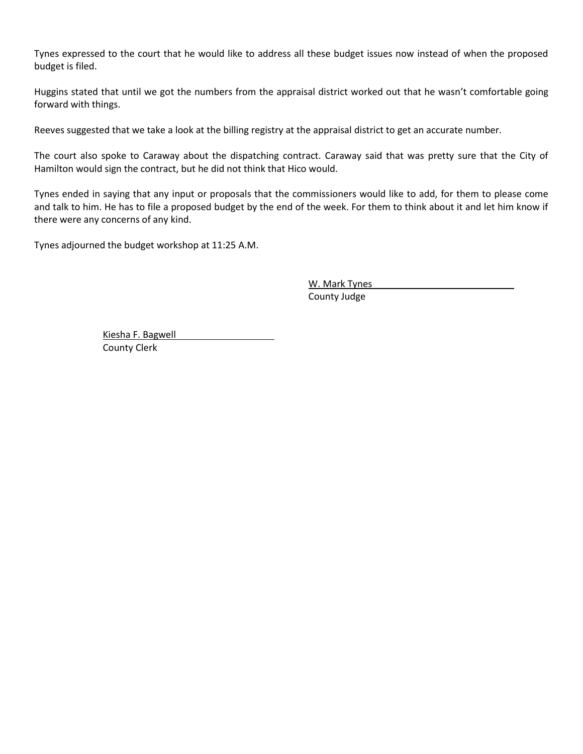Tynes expressed to the court that he would like to address all these budget issues now instead of when the proposed budget is filed.

Huggins stated that until we got the numbers from the appraisal district worked out that he wasn't comfortable going forward with things.

Reeves suggested that we take a look at the billing registry at the appraisal district to get an accurate number.

The court also spoke to Caraway about the dispatching contract. Caraway said that was pretty sure that the City of Hamilton would sign the contract, but he did not think that Hico would.

Tynes ended in saying that any input or proposals that the commissioners would like to add, for them to please come and talk to him. He has to file a proposed budget by the end of the week. For them to think about it and let him know if there were any concerns of any kind.

Tynes adjourned the budget workshop at 11:25 A.M.

W. Mark Tynes
County Judge

Kiesha F. Bagwell
County Clerk